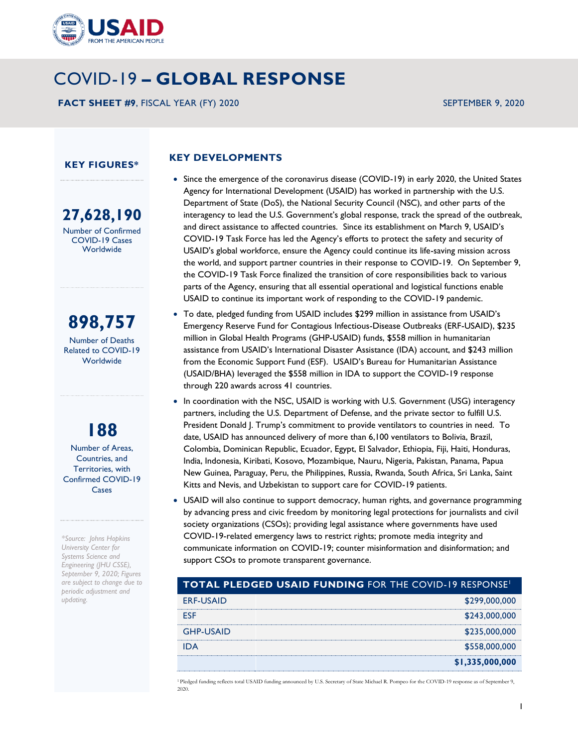# COVID-19 – GLOBAL RESPONSE

**FACT SHEET #9**, FISCAL YEAR (FY) 2020

SEPTEMBER 9, 2020

## KEY FIGURES*

**27,628,190**
Number of Confirmed COVID-19 Cases Worldwide

**898,757**
Number of Deaths Related to COVID-19 Worldwide

**188**
Number of Areas, Countries, and Territories, with Confirmed COVID-19 Cases

*\*Source: Johns Hopkins University Center for Systems Science and Engineering (JHU CSSE), September 9, 2020; Figures are subject to change due to periodic adjustment and updating.*

## KEY DEVELOPMENTS

- Since the emergence of the coronavirus disease (COVID-19) in early 2020, the United States Agency for International Development (USAID) has worked in partnership with the U.S. Department of State (DoS), the National Security Council (NSC), and other parts of the interagency to lead the U.S. Government's global response, track the spread of the outbreak, and direct assistance to affected countries. Since its establishment on March 9, USAID's COVID-19 Task Force has led the Agency's efforts to protect the safety and security of USAID's global workforce, ensure the Agency could continue its life-saving mission across the world, and support partner countries in their response to COVID-19. On September 9, the COVID-19 Task Force finalized the transition of core responsibilities back to various parts of the Agency, ensuring that all essential operational and logistical functions enable USAID to continue its important work of responding to the COVID-19 pandemic.
- To date, pledged funding from USAID includes $299 million in assistance from USAID's Emergency Reserve Fund for Contagious Infectious-Disease Outbreaks (ERF-USAID), $235 million in Global Health Programs (GHP-USAID) funds, $558 million in humanitarian assistance from USAID's International Disaster Assistance (IDA) account, and $243 million from the Economic Support Fund (ESF). USAID's Bureau for Humanitarian Assistance (USAID/BHA) leveraged the $558 million in IDA to support the COVID-19 response through 220 awards across 41 countries.
- In coordination with the NSC, USAID is working with U.S. Government (USG) interagency partners, including the U.S. Department of Defense, and the private sector to fulfill U.S. President Donald J. Trump's commitment to provide ventilators to countries in need. To date, USAID has announced delivery of more than 6,100 ventilators to Bolivia, Brazil, Colombia, Dominican Republic, Ecuador, Egypt, El Salvador, Ethiopia, Fiji, Haiti, Honduras, India, Indonesia, Kiribati, Kosovo, Mozambique, Nauru, Nigeria, Pakistan, Panama, Papua New Guinea, Paraguay, Peru, the Philippines, Russia, Rwanda, South Africa, Sri Lanka, Saint Kitts and Nevis, and Uzbekistan to support care for COVID-19 patients.
- USAID will also continue to support democracy, human rights, and governance programming by advancing press and civic freedom by monitoring legal protections for journalists and civil society organizations (CSOs); providing legal assistance where governments have used COVID-19-related emergency laws to restrict rights; promote media integrity and communicate information on COVID-19; counter misinformation and disinformation; and support CSOs to promote transparent governance.

| **TOTAL PLEDGED USAID FUNDING** FOR THE COVID-19 RESPONSE[1] | |
|---|---|
| ERF-USAID | $299,000,000 |
| ESF | $243,000,000 |
| GHP-USAID | $235,000,000 |
| IDA | $558,000,000 |
| | **$1,335,000,000** |

[1] Pledged funding reflects total USAID funding announced by U.S. Secretary of State Michael R. Pompeo for the COVID-19 response as of September 9, 2020.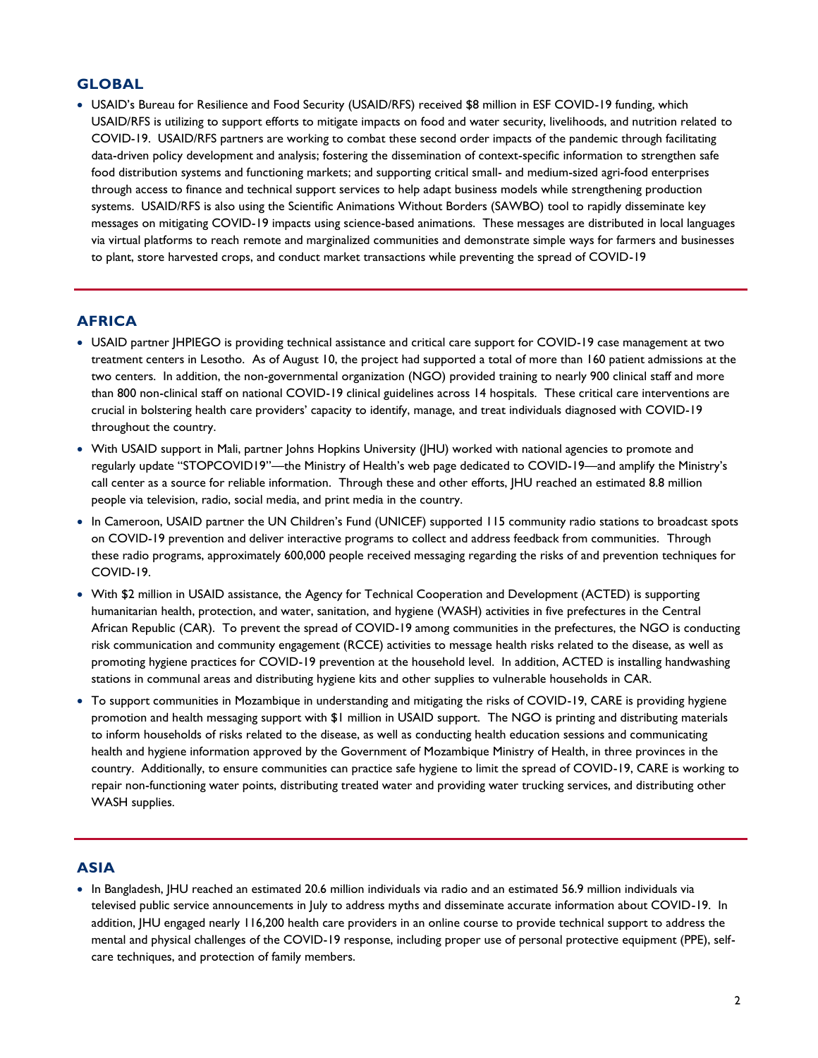## GLOBAL

- USAID's Bureau for Resilience and Food Security (USAID/RFS) received $8 million in ESF COVID-19 funding, which USAID/RFS is utilizing to support efforts to mitigate impacts on food and water security, livelihoods, and nutrition related to COVID-19. USAID/RFS partners are working to combat these second order impacts of the pandemic through facilitating data-driven policy development and analysis; fostering the dissemination of context-specific information to strengthen safe food distribution systems and functioning markets; and supporting critical small- and medium-sized agri-food enterprises through access to finance and technical support services to help adapt business models while strengthening production systems. USAID/RFS is also using the Scientific Animations Without Borders (SAWBO) tool to rapidly disseminate key messages on mitigating COVID-19 impacts using science-based animations. These messages are distributed in local languages via virtual platforms to reach remote and marginalized communities and demonstrate simple ways for farmers and businesses to plant, store harvested crops, and conduct market transactions while preventing the spread of COVID-19

## AFRICA

- USAID partner JHPIEGO is providing technical assistance and critical care support for COVID-19 case management at two treatment centers in Lesotho. As of August 10, the project had supported a total of more than 160 patient admissions at the two centers. In addition, the non-governmental organization (NGO) provided training to nearly 900 clinical staff and more than 800 non-clinical staff on national COVID-19 clinical guidelines across 14 hospitals. These critical care interventions are crucial in bolstering health care providers' capacity to identify, manage, and treat individuals diagnosed with COVID-19 throughout the country.
- With USAID support in Mali, partner Johns Hopkins University (JHU) worked with national agencies to promote and regularly update "STOPCOVID19"—the Ministry of Health's web page dedicated to COVID-19—and amplify the Ministry's call center as a source for reliable information. Through these and other efforts, JHU reached an estimated 8.8 million people via television, radio, social media, and print media in the country.
- In Cameroon, USAID partner the UN Children's Fund (UNICEF) supported 115 community radio stations to broadcast spots on COVID-19 prevention and deliver interactive programs to collect and address feedback from communities. Through these radio programs, approximately 600,000 people received messaging regarding the risks of and prevention techniques for COVID-19.
- With $2 million in USAID assistance, the Agency for Technical Cooperation and Development (ACTED) is supporting humanitarian health, protection, and water, sanitation, and hygiene (WASH) activities in five prefectures in the Central African Republic (CAR). To prevent the spread of COVID-19 among communities in the prefectures, the NGO is conducting risk communication and community engagement (RCCE) activities to message health risks related to the disease, as well as promoting hygiene practices for COVID-19 prevention at the household level. In addition, ACTED is installing handwashing stations in communal areas and distributing hygiene kits and other supplies to vulnerable households in CAR.
- To support communities in Mozambique in understanding and mitigating the risks of COVID-19, CARE is providing hygiene promotion and health messaging support with $1 million in USAID support. The NGO is printing and distributing materials to inform households of risks related to the disease, as well as conducting health education sessions and communicating health and hygiene information approved by the Government of Mozambique Ministry of Health, in three provinces in the country. Additionally, to ensure communities can practice safe hygiene to limit the spread of COVID-19, CARE is working to repair non-functioning water points, distributing treated water and providing water trucking services, and distributing other WASH supplies.

## ASIA

- In Bangladesh, JHU reached an estimated 20.6 million individuals via radio and an estimated 56.9 million individuals via televised public service announcements in July to address myths and disseminate accurate information about COVID-19. In addition, JHU engaged nearly 116,200 health care providers in an online course to provide technical support to address the mental and physical challenges of the COVID-19 response, including proper use of personal protective equipment (PPE), self-care techniques, and protection of family members.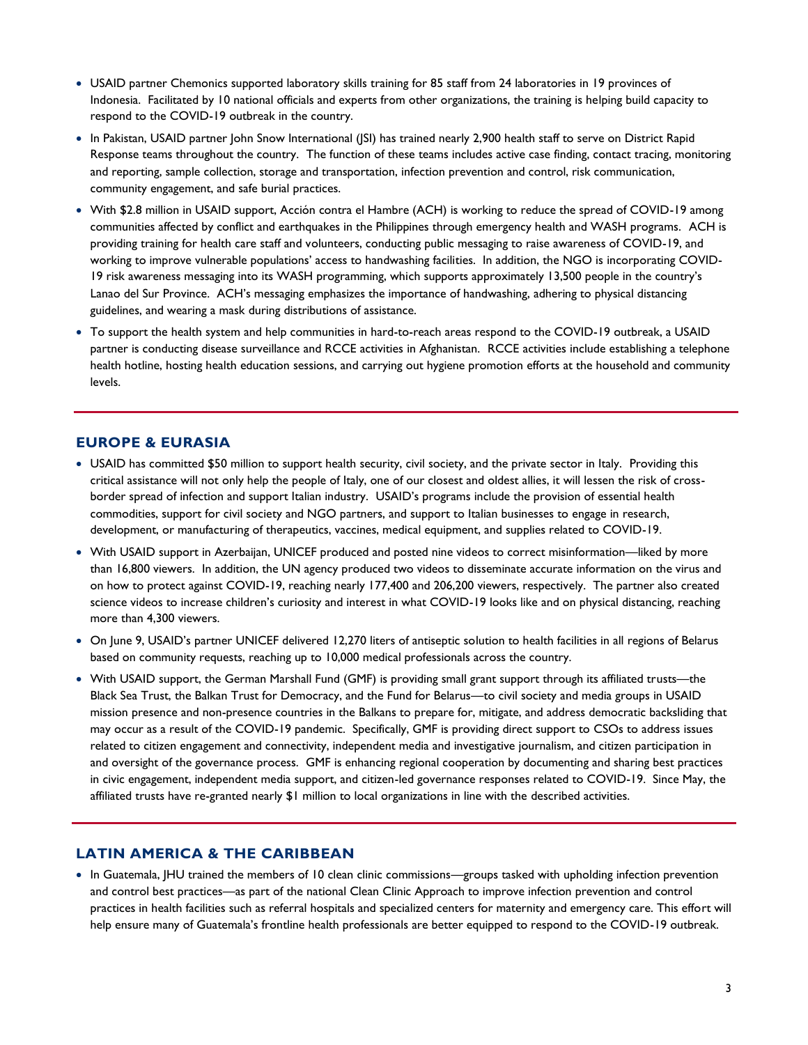- USAID partner Chemonics supported laboratory skills training for 85 staff from 24 laboratories in 19 provinces of Indonesia. Facilitated by 10 national officials and experts from other organizations, the training is helping build capacity to respond to the COVID-19 outbreak in the country.
- In Pakistan, USAID partner John Snow International (JSI) has trained nearly 2,900 health staff to serve on District Rapid Response teams throughout the country. The function of these teams includes active case finding, contact tracing, monitoring and reporting, sample collection, storage and transportation, infection prevention and control, risk communication, community engagement, and safe burial practices.
- With $2.8 million in USAID support, Acción contra el Hambre (ACH) is working to reduce the spread of COVID-19 among communities affected by conflict and earthquakes in the Philippines through emergency health and WASH programs. ACH is providing training for health care staff and volunteers, conducting public messaging to raise awareness of COVID-19, and working to improve vulnerable populations' access to handwashing facilities. In addition, the NGO is incorporating COVID-19 risk awareness messaging into its WASH programming, which supports approximately 13,500 people in the country's Lanao del Sur Province. ACH's messaging emphasizes the importance of handwashing, adhering to physical distancing guidelines, and wearing a mask during distributions of assistance.
- To support the health system and help communities in hard-to-reach areas respond to the COVID-19 outbreak, a USAID partner is conducting disease surveillance and RCCE activities in Afghanistan. RCCE activities include establishing a telephone health hotline, hosting health education sessions, and carrying out hygiene promotion efforts at the household and community levels.

## EUROPE & EURASIA

- USAID has committed $50 million to support health security, civil society, and the private sector in Italy. Providing this critical assistance will not only help the people of Italy, one of our closest and oldest allies, it will lessen the risk of cross-border spread of infection and support Italian industry. USAID's programs include the provision of essential health commodities, support for civil society and NGO partners, and support to Italian businesses to engage in research, development, or manufacturing of therapeutics, vaccines, medical equipment, and supplies related to COVID-19.
- With USAID support in Azerbaijan, UNICEF produced and posted nine videos to correct misinformation—liked by more than 16,800 viewers. In addition, the UN agency produced two videos to disseminate accurate information on the virus and on how to protect against COVID-19, reaching nearly 177,400 and 206,200 viewers, respectively. The partner also created science videos to increase children's curiosity and interest in what COVID-19 looks like and on physical distancing, reaching more than 4,300 viewers.
- On June 9, USAID's partner UNICEF delivered 12,270 liters of antiseptic solution to health facilities in all regions of Belarus based on community requests, reaching up to 10,000 medical professionals across the country.
- With USAID support, the German Marshall Fund (GMF) is providing small grant support through its affiliated trusts—the Black Sea Trust, the Balkan Trust for Democracy, and the Fund for Belarus—to civil society and media groups in USAID mission presence and non-presence countries in the Balkans to prepare for, mitigate, and address democratic backsliding that may occur as a result of the COVID-19 pandemic. Specifically, GMF is providing direct support to CSOs to address issues related to citizen engagement and connectivity, independent media and investigative journalism, and citizen participation in and oversight of the governance process. GMF is enhancing regional cooperation by documenting and sharing best practices in civic engagement, independent media support, and citizen-led governance responses related to COVID-19. Since May, the affiliated trusts have re-granted nearly $1 million to local organizations in line with the described activities.

## LATIN AMERICA & THE CARIBBEAN

- In Guatemala, JHU trained the members of 10 clean clinic commissions—groups tasked with upholding infection prevention and control best practices—as part of the national Clean Clinic Approach to improve infection prevention and control practices in health facilities such as referral hospitals and specialized centers for maternity and emergency care. This effort will help ensure many of Guatemala's frontline health professionals are better equipped to respond to the COVID-19 outbreak.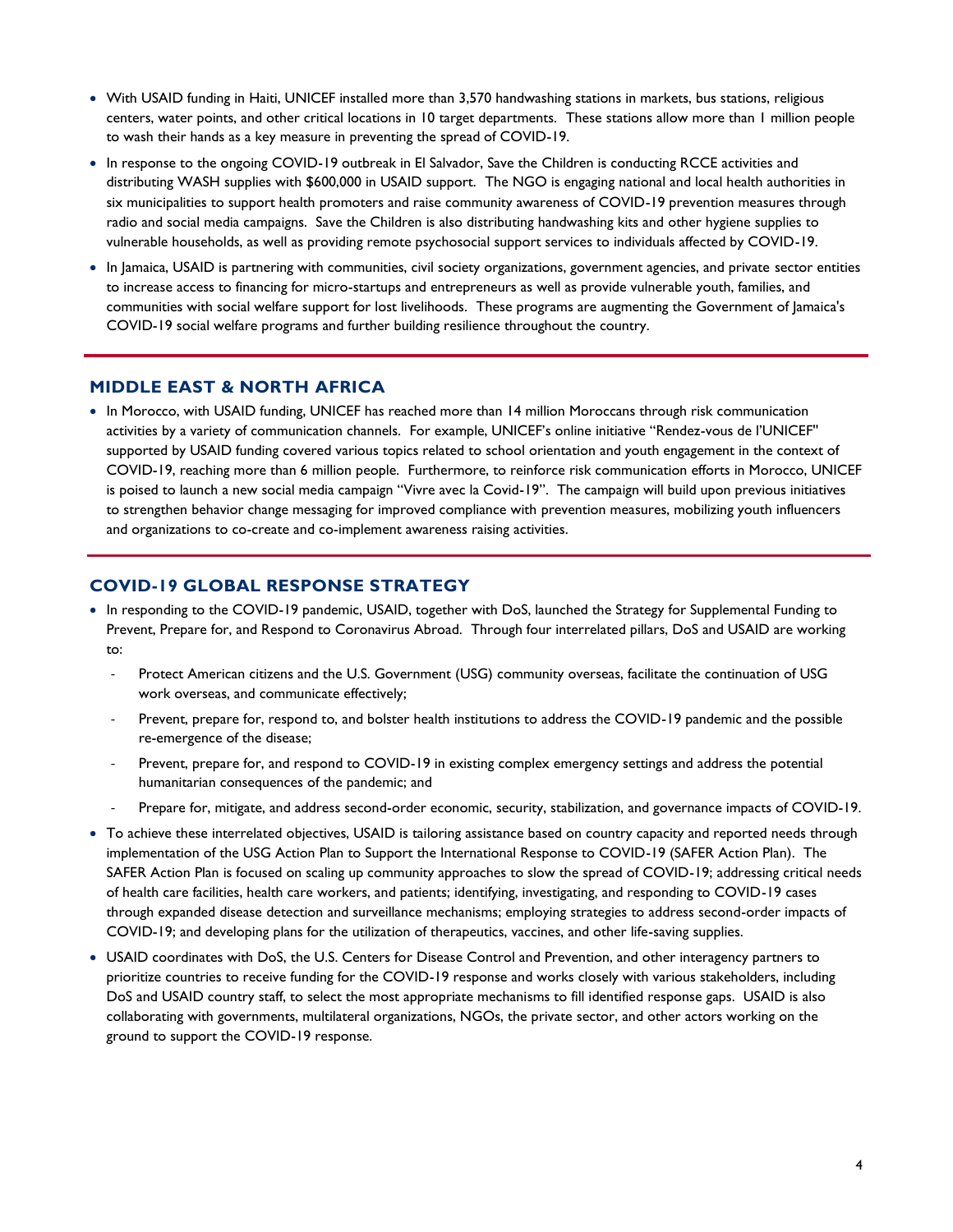- With USAID funding in Haiti, UNICEF installed more than 3,570 handwashing stations in markets, bus stations, religious centers, water points, and other critical locations in 10 target departments. These stations allow more than 1 million people to wash their hands as a key measure in preventing the spread of COVID-19.
- In response to the ongoing COVID-19 outbreak in El Salvador, Save the Children is conducting RCCE activities and distributing WASH supplies with $600,000 in USAID support. The NGO is engaging national and local health authorities in six municipalities to support health promoters and raise community awareness of COVID-19 prevention measures through radio and social media campaigns. Save the Children is also distributing handwashing kits and other hygiene supplies to vulnerable households, as well as providing remote psychosocial support services to individuals affected by COVID-19.
- In Jamaica, USAID is partnering with communities, civil society organizations, government agencies, and private sector entities to increase access to financing for micro-startups and entrepreneurs as well as provide vulnerable youth, families, and communities with social welfare support for lost livelihoods. These programs are augmenting the Government of Jamaica's COVID-19 social welfare programs and further building resilience throughout the country.

## MIDDLE EAST & NORTH AFRICA

- In Morocco, with USAID funding, UNICEF has reached more than 14 million Moroccans through risk communication activities by a variety of communication channels. For example, UNICEF's online initiative "Rendez-vous de l'UNICEF" supported by USAID funding covered various topics related to school orientation and youth engagement in the context of COVID-19, reaching more than 6 million people. Furthermore, to reinforce risk communication efforts in Morocco, UNICEF is poised to launch a new social media campaign "Vivre avec la Covid-19". The campaign will build upon previous initiatives to strengthen behavior change messaging for improved compliance with prevention measures, mobilizing youth influencers and organizations to co-create and co-implement awareness raising activities.

## COVID-19 GLOBAL RESPONSE STRATEGY

- In responding to the COVID-19 pandemic, USAID, together with DoS, launched the Strategy for Supplemental Funding to Prevent, Prepare for, and Respond to Coronavirus Abroad. Through four interrelated pillars, DoS and USAID are working to:
  - Protect American citizens and the U.S. Government (USG) community overseas, facilitate the continuation of USG work overseas, and communicate effectively;
  - Prevent, prepare for, respond to, and bolster health institutions to address the COVID-19 pandemic and the possible re-emergence of the disease;
  - Prevent, prepare for, and respond to COVID-19 in existing complex emergency settings and address the potential humanitarian consequences of the pandemic; and
  - Prepare for, mitigate, and address second-order economic, security, stabilization, and governance impacts of COVID-19.
- To achieve these interrelated objectives, USAID is tailoring assistance based on country capacity and reported needs through implementation of the USG Action Plan to Support the International Response to COVID-19 (SAFER Action Plan). The SAFER Action Plan is focused on scaling up community approaches to slow the spread of COVID-19; addressing critical needs of health care facilities, health care workers, and patients; identifying, investigating, and responding to COVID-19 cases through expanded disease detection and surveillance mechanisms; employing strategies to address second-order impacts of COVID-19; and developing plans for the utilization of therapeutics, vaccines, and other life-saving supplies.
- USAID coordinates with DoS, the U.S. Centers for Disease Control and Prevention, and other interagency partners to prioritize countries to receive funding for the COVID-19 response and works closely with various stakeholders, including DoS and USAID country staff, to select the most appropriate mechanisms to fill identified response gaps. USAID is also collaborating with governments, multilateral organizations, NGOs, the private sector, and other actors working on the ground to support the COVID-19 response.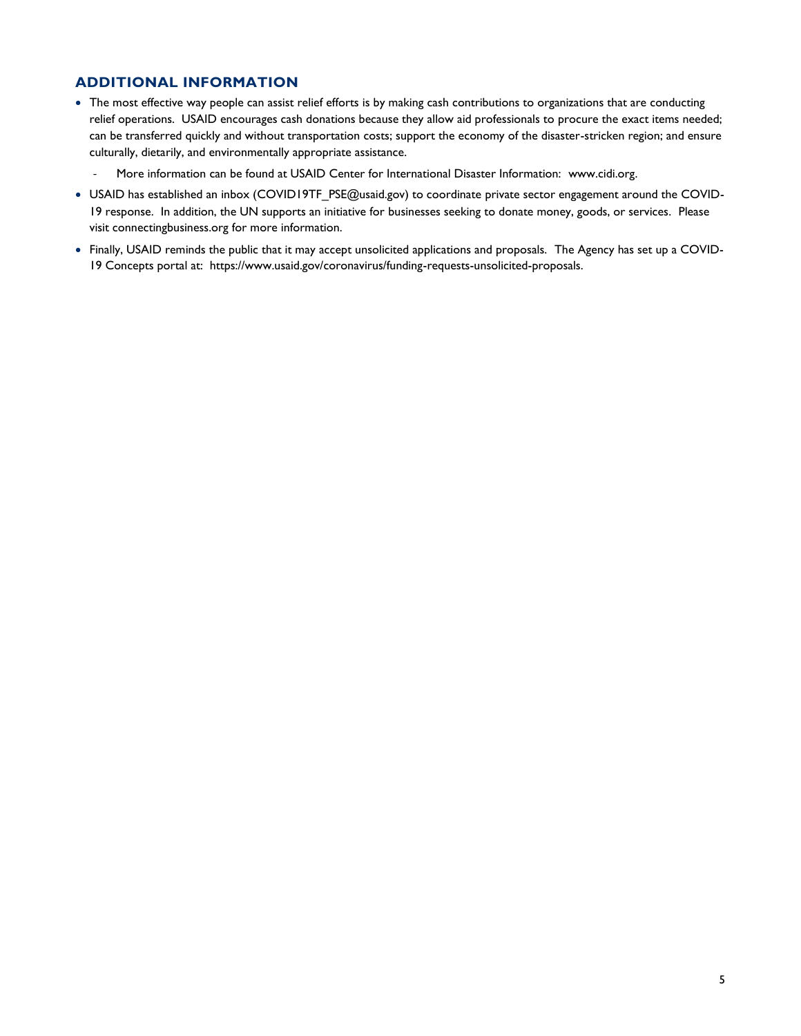## ADDITIONAL INFORMATION

- The most effective way people can assist relief efforts is by making cash contributions to organizations that are conducting relief operations. USAID encourages cash donations because they allow aid professionals to procure the exact items needed; can be transferred quickly and without transportation costs; support the economy of the disaster-stricken region; and ensure culturally, dietarily, and environmentally appropriate assistance.
  - More information can be found at USAID Center for International Disaster Information: www.cidi.org.
- USAID has established an inbox (COVID19TF_PSE@usaid.gov) to coordinate private sector engagement around the COVID-19 response. In addition, the UN supports an initiative for businesses seeking to donate money, goods, or services. Please visit connectingbusiness.org for more information.
- Finally, USAID reminds the public that it may accept unsolicited applications and proposals. The Agency has set up a COVID-19 Concepts portal at: https://www.usaid.gov/coronavirus/funding-requests-unsolicited-proposals.